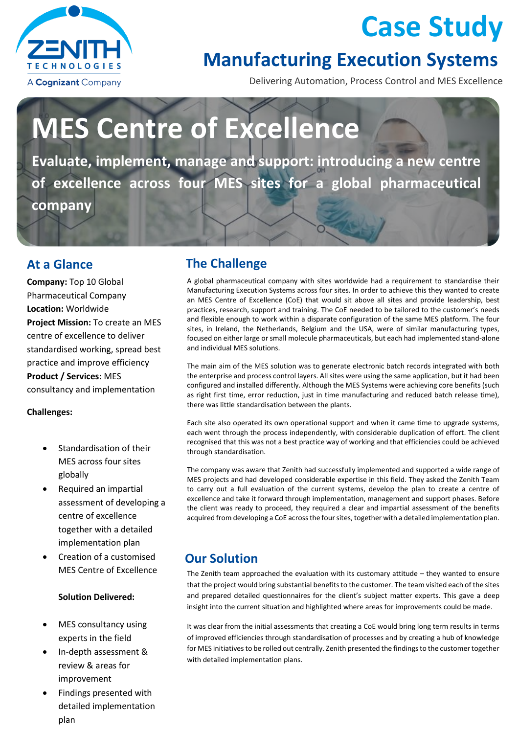ZENITH TECHNOLOGIES

A Cognizant Company

# Case Study

## Manufacturing Execution Systems

Delivering Automation, Process Control and MES Excellence

# MES Centre of Excellence

**Evaluate, implement, manage and support: introducing a new centre of excellence across four MES sites for a global pharmaceutical company**

## At a Glance

**Company:** Top 10 Global Pharmaceutical Company

**Location:** Worldwide

**Project Mission:** To create an MES centre of excellence to deliver standardised working, spread best practice and improve efficiency

**Product / Services:** MES consultancy and implementation

**Challenges:**

- Standardisation of their MES across four sites globally
- Required an impartial assessment of developing a centre of excellence together with a detailed implementation plan
- Creation of a customised MES Centre of Excellence

**Solution Delivered:**

- MES consultancy using experts in the field
- In-depth assessment & review & areas for improvement
- Findings presented with detailed implementation plan

## The Challenge

A global pharmaceutical company with sites worldwide had a requirement to standardise their Manufacturing Execution Systems across four sites. In order to achieve this they wanted to create an MES Centre of Excellence (CoE) that would sit above all sites and provide leadership, best practices, research, support and training. The CoE needed to be tailored to the customer's needs and flexible enough to work within a disparate configuration of the same MES platform. The four sites, in Ireland, the Netherlands, Belgium and the USA, were of similar manufacturing types, focused on either large or small molecule pharmaceuticals, but each had implemented stand-alone and individual MES solutions.

The main aim of the MES solution was to generate electronic batch records integrated with both the enterprise and process control layers. All sites were using the same application, but it had been configured and installed differently. Although the MES Systems were achieving core benefits (such as right first time, error reduction, just in time manufacturing and reduced batch release time), there was little standardisation between the plants.

Each site also operated its own operational support and when it came time to upgrade systems, each went through the process independently, with considerable duplication of effort. The client recognised that this was not a best practice way of working and that efficiencies could be achieved through standardisation.

The company was aware that Zenith had successfully implemented and supported a wide range of MES projects and had developed considerable expertise in this field. They asked the Zenith Team to carry out a full evaluation of the current systems, develop the plan to create a centre of excellence and take it forward through implementation, management and support phases. Before the client was ready to proceed, they required a clear and impartial assessment of the benefits acquired from developing a CoE across the four sites, together with a detailed implementation plan.

## Our Solution

The Zenith team approached the evaluation with its customary attitude – they wanted to ensure that the project would bring substantial benefits to the customer. The team visited each of the sites and prepared detailed questionnaires for the client's subject matter experts. This gave a deep insight into the current situation and highlighted where areas for improvements could be made.

It was clear from the initial assessments that creating a CoE would bring long term results in terms of improved efficiencies through standardisation of processes and by creating a hub of knowledge for MES initiatives to be rolled out centrally. Zenith presented the findings to the customer together with detailed implementation plans.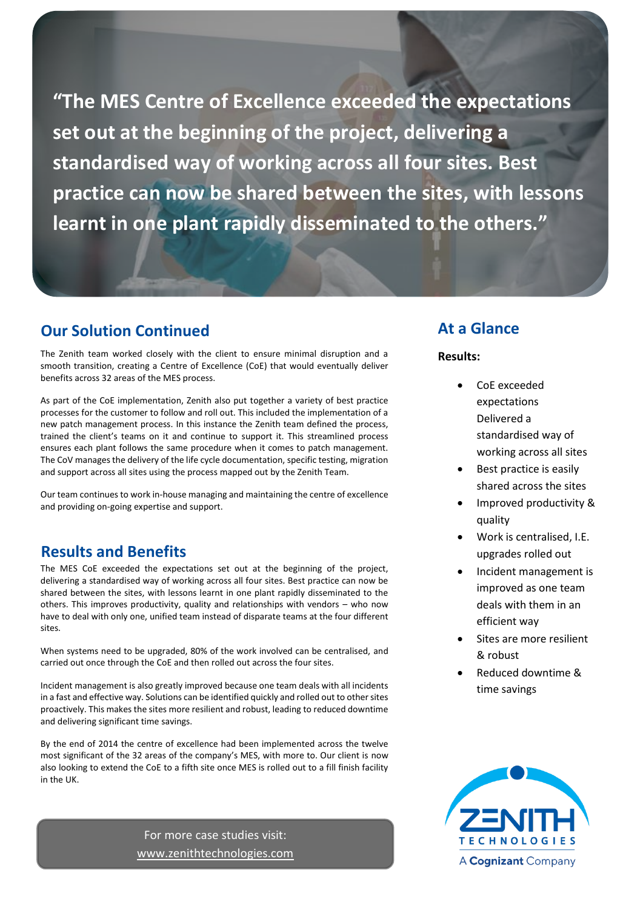**"The MES Centre of Excellence exceeded the expectations set out at the beginning of the project, delivering a standardised way of working across all four sites. Best practice can now be shared between the sites, with lessons learnt in one plant rapidly disseminated to the others."**

## Our Solution Continued

The Zenith team worked closely with the client to ensure minimal disruption and a smooth transition, creating a Centre of Excellence (CoE) that would eventually deliver benefits across 32 areas of the MES process.

As part of the CoE implementation, Zenith also put together a variety of best practice processes for the customer to follow and roll out. This included the implementation of a new patch management process. In this instance the Zenith team defined the process, trained the client's teams on it and continue to support it. This streamlined process ensures each plant follows the same procedure when it comes to patch management. The CoV manages the delivery of the life cycle documentation, specific testing, migration and support across all sites using the process mapped out by the Zenith Team.

Our team continues to work in-house managing and maintaining the centre of excellence and providing on-going expertise and support.

## Results and Benefits

The MES CoE exceeded the expectations set out at the beginning of the project, delivering a standardised way of working across all four sites. Best practice can now be shared between the sites, with lessons learnt in one plant rapidly disseminated to the others. This improves productivity, quality and relationships with vendors – who now have to deal with only one, unified team instead of disparate teams at the four different sites.

When systems need to be upgraded, 80% of the work involved can be centralised, and carried out once through the CoE and then rolled out across the four sites.

Incident management is also greatly improved because one team deals with all incidents in a fast and effective way. Solutions can be identified quickly and rolled out to other sites proactively. This makes the sites more resilient and robust, leading to reduced downtime and delivering significant time savings.

By the end of 2014 the centre of excellence had been implemented across the twelve most significant of the 32 areas of the company's MES, with more to. Our client is now also looking to extend the CoE to a fifth site once MES is rolled out to a fill finish facility in the UK.

For more case studies visit:
www.zenithtechnologies.com

## At a Glance

**Results:**

- CoE exceeded expectations Delivered a standardised way of working across all sites
- Best practice is easily shared across the sites
- Improved productivity & quality
- Work is centralised, I.E. upgrades rolled out
- Incident management is improved as one team deals with them in an efficient way
- Sites are more resilient & robust
- Reduced downtime & time savings

ZENITH TECHNOLOGIES
A Cognizant Company